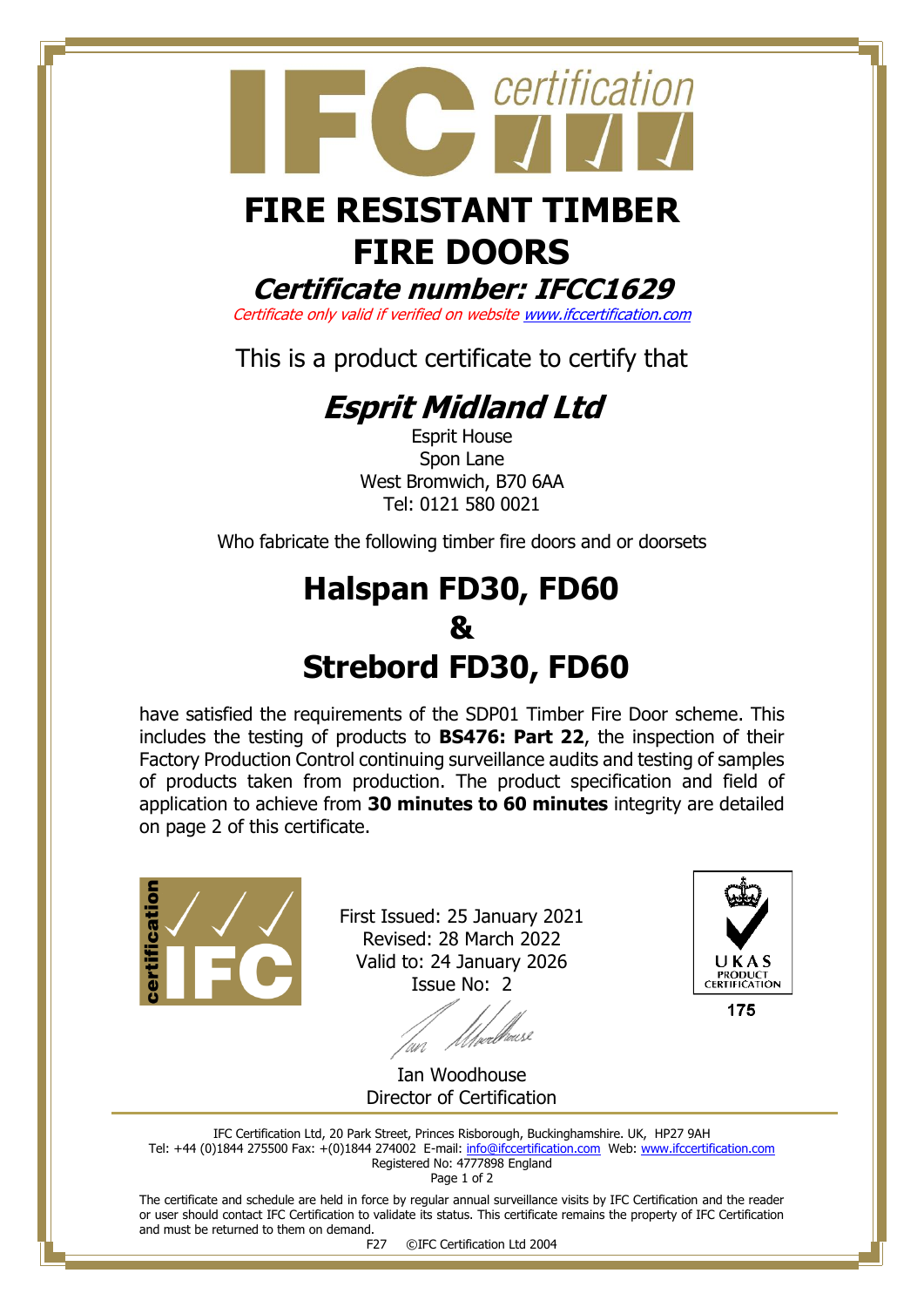# FIRE RESISTANT TIMBER FIRE DOORS

## *Certificate number: IFCC1629*

*Certificate only valid if verified on website [www.ifccertification.com](http://www.ifccertification.com)*

This is a product certificate to certify that

## *Esprit Midland Ltd*

Esprit House
Spon Lane
West Bromwich, B70 6AA
Tel: 0121 580 0021

Who fabricate the following timber fire doors and or doorsets

# Halspan FD30, FD60
# &
# Strebord FD30, FD60

have satisfied the requirements of the SDP01 Timber Fire Door scheme. This includes the testing of products to **BS476: Part 22**, the inspection of their Factory Production Control continuing surveillance audits and testing of samples of products taken from production. The product specification and field of application to achieve from **30 minutes to 60 minutes** integrity are detailed on page 2 of this certificate.

First Issued: 25 January 2021
Revised: 28 March 2022
Valid to: 24 January 2026
Issue No: 2

Ian Woodhouse
Director of Certification

UKAS PRODUCT CERTIFICATION 175

IFC Certification Ltd, 20 Park Street, Princes Risborough, Buckinghamshire. UK, HP27 9AH
Tel: +44 (0)1844 275500 Fax: +(0)1844 274002 E-mail: [info@ifccertification.com](mailto:info@ifccertification.com) Web: [www.ifccertification.com](http://www.ifccertification.com)
Registered No: 4777898 England

The certificate and schedule are held in force by regular annual surveillance visits by IFC Certification and the reader or user should contact IFC Certification to validate its status. This certificate remains the property of IFC Certification and must be returned to them on demand.

F27 ©IFC Certification Ltd 2004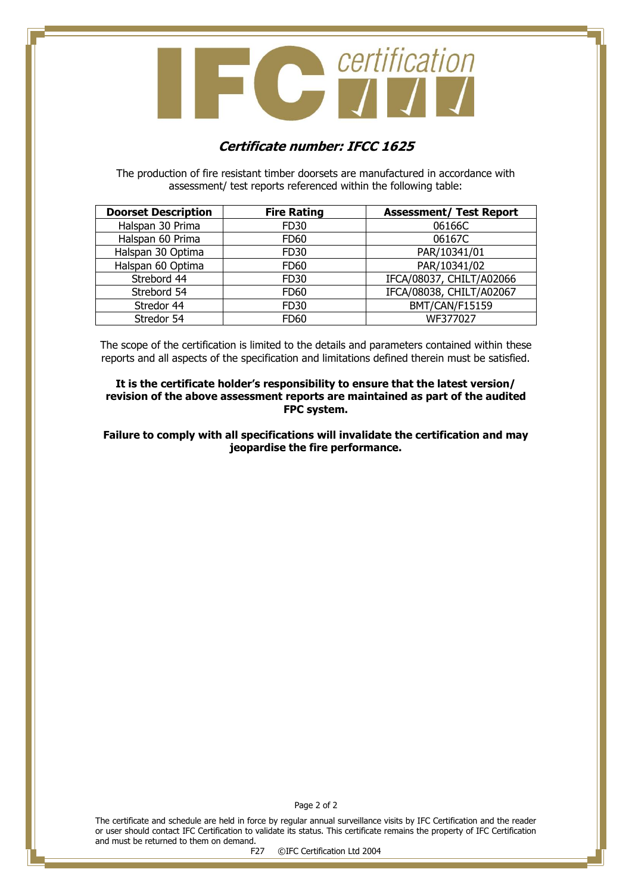# IFC certification

## *Certificate number: IFCC 1625*

The production of fire resistant timber doorsets are manufactured in accordance with assessment/ test reports referenced within the following table:

| Doorset Description | Fire Rating | Assessment/ Test Report |
|---|---|---|
| Halspan 30 Prima | FD30 | 06166C |
| Halspan 60 Prima | FD60 | 06167C |
| Halspan 30 Optima | FD30 | PAR/10341/01 |
| Halspan 60 Optima | FD60 | PAR/10341/02 |
| Strebord 44 | FD30 | IFCA/08037, CHILT/A02066 |
| Strebord 54 | FD60 | IFCA/08038, CHILT/A02067 |
| Stredor 44 | FD30 | BMT/CAN/F15159 |
| Stredor 54 | FD60 | WF377027 |

The scope of the certification is limited to the details and parameters contained within these reports and all aspects of the specification and limitations defined therein must be satisfied.

**It is the certificate holder's responsibility to ensure that the latest version/ revision of the above assessment reports are maintained as part of the audited FPC system.**

**Failure to comply with all specifications will invalidate the certification and may jeopardise the fire performance.**

The certificate and schedule are held in force by regular annual surveillance visits by IFC Certification and the reader or user should contact IFC Certification to validate its status. This certificate remains the property of IFC Certification and must be returned to them on demand.

F27 ©IFC Certification Ltd 2004